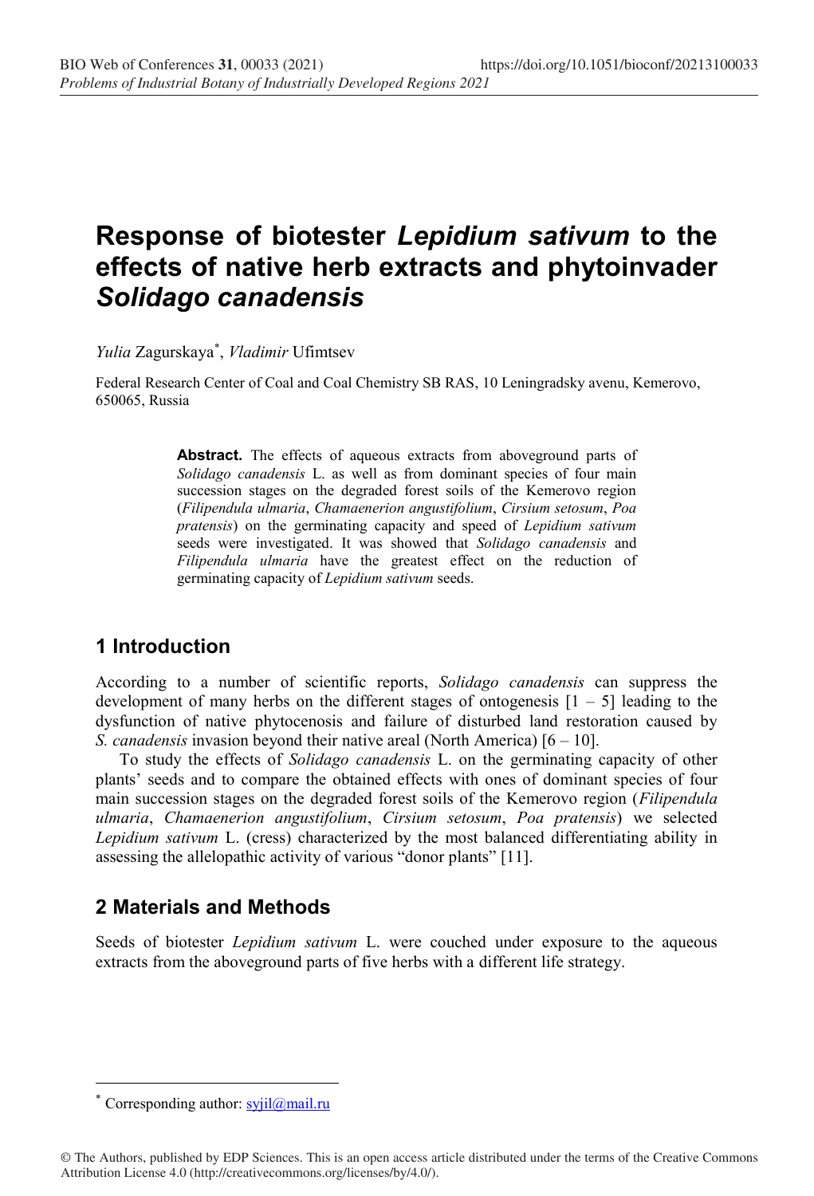# Response of biotester *Lepidium sativum* to the effects of native herb extracts and phytoinvader *Solidago canadensis*

*Yulia* Zagurskaya[*], *Vladimir* Ufimtsev

Federal Research Center of Coal and Coal Chemistry SB RAS, 10 Leningradsky avenu, Kemerovo, 650065, Russia

> **Abstract.** The effects of aqueous extracts from aboveground parts of *Solidago canadensis* L. as well as from dominant species of four main succession stages on the degraded forest soils of the Kemerovo region (*Filipendula ulmaria*, *Chamaenerion angustifolium*, *Cirsium setosum*, *Poa pratensis*) on the germinating capacity and speed of *Lepidium sativum* seeds were investigated. It was showed that *Solidago canadensis* and *Filipendula ulmaria* have the greatest effect on the reduction of germinating capacity of *Lepidium sativum* seeds.

## 1 Introduction

According to a number of scientific reports, *Solidago canadensis* can suppress the development of many herbs on the different stages of ontogenesis [1 – 5] leading to the dysfunction of native phytocenosis and failure of disturbed land restoration caused by *S. canadensis* invasion beyond their native areal (North America) [6 – 10].

To study the effects of *Solidago canadensis* L. on the germinating capacity of other plants' seeds and to compare the obtained effects with ones of dominant species of four main succession stages on the degraded forest soils of the Kemerovo region (*Filipendula ulmaria*, *Chamaenerion angustifolium*, *Cirsium setosum*, *Poa pratensis*) we selected *Lepidium sativum* L. (cress) characterized by the most balanced differentiating ability in assessing the allelopathic activity of various "donor plants" [11].

## 2 Materials and Methods

Seeds of biotester *Lepidium sativum* L. were couched under exposure to the aqueous extracts from the aboveground parts of five herbs with a different life strategy.

[*] Corresponding author: syjil@mail.ru

© The Authors, published by EDP Sciences. This is an open access article distributed under the terms of the Creative Commons Attribution License 4.0 (http://creativecommons.org/licenses/by/4.0/).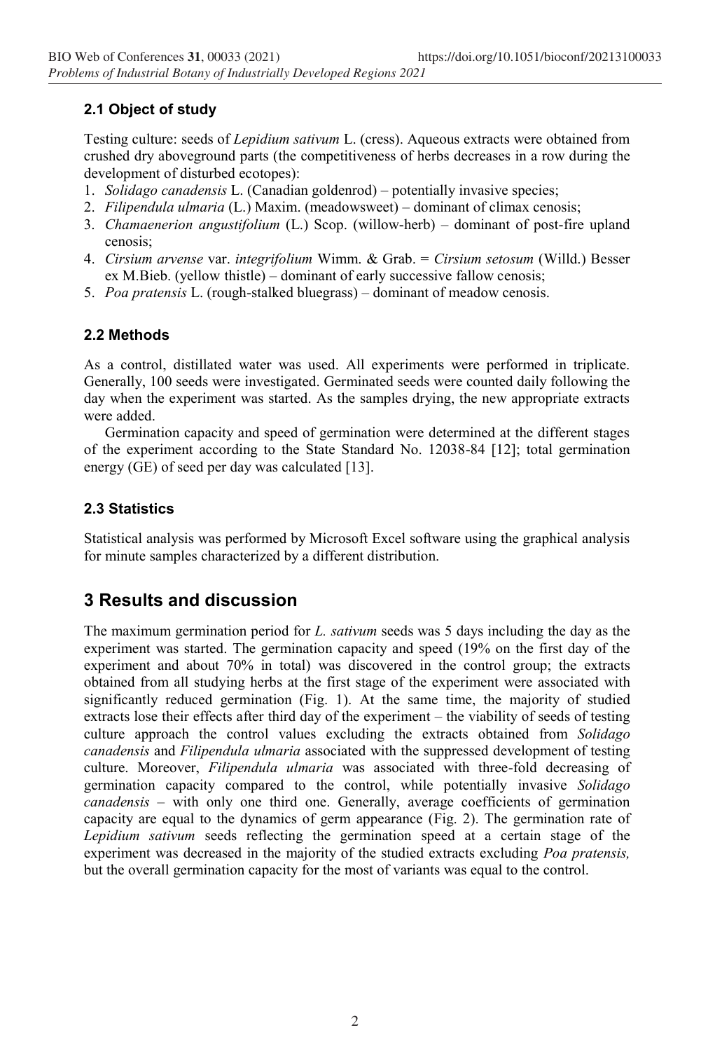### 2.1 Object of study

Testing culture: seeds of *Lepidium sativum* L. (cress). Aqueous extracts were obtained from crushed dry aboveground parts (the competitiveness of herbs decreases in a row during the development of disturbed ecotopes):

1. *Solidago canadensis* L. (Canadian goldenrod) – potentially invasive species;
2. *Filipendula ulmaria* (L.) Maxim. (meadowsweet) – dominant of climax cenosis;
3. *Chamaenerion angustifolium* (L.) Scop. (willow-herb) – dominant of post-fire upland cenosis;
4. *Cirsium arvense* var. *integrifolium* Wimm. & Grab. = *Cirsium setosum* (Willd.) Besser ex M.Bieb. (yellow thistle) – dominant of early successive fallow cenosis;
5. *Poa pratensis* L. (rough-stalked bluegrass) – dominant of meadow cenosis.

### 2.2 Methods

As a control, distillated water was used. All experiments were performed in triplicate. Generally, 100 seeds were investigated. Germinated seeds were counted daily following the day when the experiment was started. As the samples drying, the new appropriate extracts were added.

Germination capacity and speed of germination were determined at the different stages of the experiment according to the State Standard No. 12038-84 [12]; total germination energy (GE) of seed per day was calculated [13].

### 2.3 Statistics

Statistical analysis was performed by Microsoft Excel software using the graphical analysis for minute samples characterized by a different distribution.

## 3 Results and discussion

The maximum germination period for *L. sativum* seeds was 5 days including the day as the experiment was started. The germination capacity and speed (19% on the first day of the experiment and about 70% in total) was discovered in the control group; the extracts obtained from all studying herbs at the first stage of the experiment were associated with significantly reduced germination (Fig. 1). At the same time, the majority of studied extracts lose their effects after third day of the experiment – the viability of seeds of testing culture approach the control values excluding the extracts obtained from *Solidago canadensis* and *Filipendula ulmaria* associated with the suppressed development of testing culture. Moreover, *Filipendula ulmaria* was associated with three-fold decreasing of germination capacity compared to the control, while potentially invasive *Solidago canadensis* – with only one third one. Generally, average coefficients of germination capacity are equal to the dynamics of germ appearance (Fig. 2). The germination rate of *Lepidium sativum* seeds reflecting the germination speed at a certain stage of the experiment was decreased in the majority of the studied extracts excluding *Poa pratensis,* but the overall germination capacity for the most of variants was equal to the control.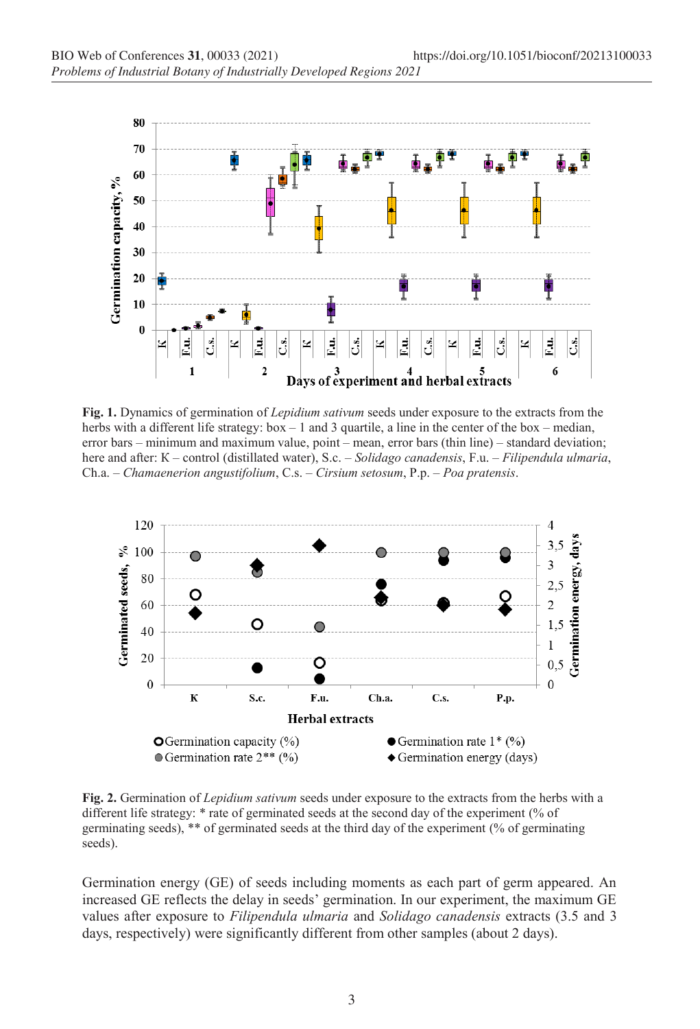**Fig. 1.** Dynamics of germination of *Lepidium sativum* seeds under exposure to the extracts from the herbs with a different life strategy: box – 1 and 3 quartile, a line in the center of the box – median, error bars – minimum and maximum value, point – mean, error bars (thin line) – standard deviation; here and after: K – control (distilled water), S.c. – *Solidago canadensis*, F.u. – *Filipendula ulmaria*, Ch.a. – *Chamaenerion angustifolium*, C.s. – *Cirsium setosum*, P.p. – *Poa pratensis*.

**Fig. 2.** Germination of *Lepidium sativum* seeds under exposure to the extracts from the herbs with a different life strategy: * rate of germinated seeds at the second day of the experiment (% of germinating seeds), ** of germinated seeds at the third day of the experiment (% of germinating seeds).

Germination energy (GE) of seeds including moments as each part of germ appeared. An increased GE reflects the delay in seeds' germination. In our experiment, the maximum GE values after exposure to *Filipendula ulmaria* and *Solidago canadensis* extracts (3.5 and 3 days, respectively) were significantly different from other samples (about 2 days).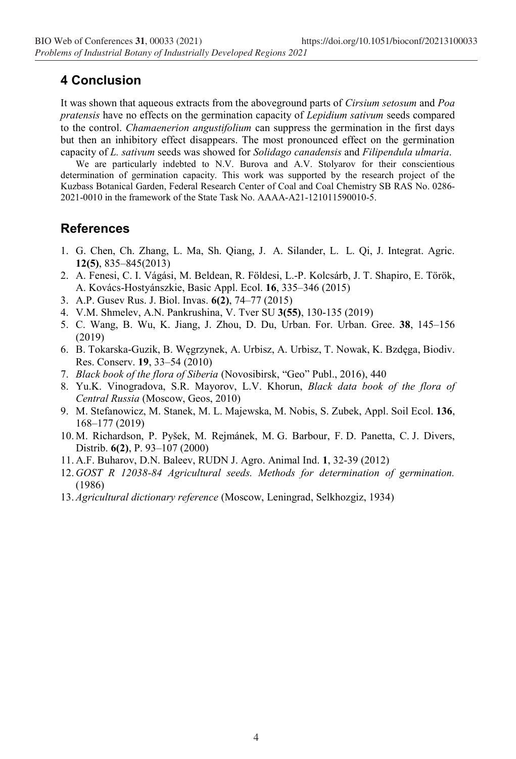## 4 Conclusion

It was shown that aqueous extracts from the aboveground parts of *Cirsium setosum* and *Poa pratensis* have no effects on the germination capacity of *Lepidium sativum* seeds compared to the control. *Chamaenerion angustifolium* can suppress the germination in the first days but then an inhibitory effect disappears. The most pronounced effect on the germination capacity of *L. sativum* seeds was showed for *Solidago canadensis* and *Filipendula ulmaria*.

We are particularly indebted to N.V. Burova and A.V. Stolyarov for their conscientious determination of germination capacity. This work was supported by the research project of the Kuzbass Botanical Garden, Federal Research Center of Coal and Coal Chemistry SB RAS No. 0286-2021-0010 in the framework of the State Task No. AAAA-A21-121011590010-5.

## References

1. G. Chen, Ch. Zhang, L. Ma, Sh. Qiang, J. A. Silander, L. L. Qi, J. Integrat. Agric. **12(5)**, 835–845(2013)
2. A. Fenesi, C. I. Vágási, M. Beldean, R. Földesi, L.-P. Kolcsárb, J. T. Shapiro, E. Török, A. Kovács-Hostyánszkie, Basic Appl. Ecol. **16**, 335–346 (2015)
3. A.P. Gusev Rus. J. Biol. Invas. **6(2)**, 74–77 (2015)
4. V.M. Shmelev, A.N. Pankrushina, V. Tver SU **3(55)**, 130-135 (2019)
5. C. Wang, B. Wu, K. Jiang, J. Zhou, D. Du, Urban. For. Urban. Gree. **38**, 145–156 (2019)
6. B. Tokarska-Guzik, B. Węgrzynek, A. Urbisz, A. Urbisz, T. Nowak, K. Bzdęga, Biodiv. Res. Conserv. **19**, 33–54 (2010)
7. *Black book of the flora of Siberia* (Novosibirsk, "Geo" Publ., 2016), 440
8. Yu.K. Vinogradova, S.R. Mayorov, L.V. Khorun, *Black data book of the flora of Central Russia* (Moscow, Geos, 2010)
9. M. Stefanowicz, M. Stanek, M. L. Majewska, M. Nobis, S. Zubek, Appl. Soil Ecol. **136**, 168–177 (2019)
10. M. Richardson, P. Pyšek, M. Rejmánek, M. G. Barbour, F. D. Panetta, C. J. Divers, Distrib. **6(2)**, P. 93–107 (2000)
11. A.F. Buharov, D.N. Baleev, RUDN J. Agro. Animal Ind. **1**, 32-39 (2012)
12. *GOST R 12038-84 Agricultural seeds. Methods for determination of germination.* (1986)
13. *Agricultural dictionary reference* (Moscow, Leningrad, Selkhozgiz, 1934)